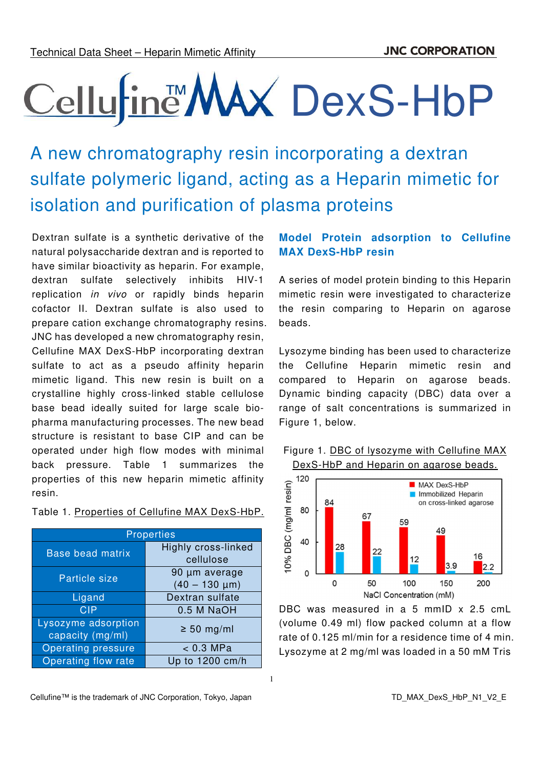# Cellufine™ MAX DexS-HbP

## A new chromatography resin incorporating a dextran sulfate polymeric ligand, acting as a Heparin mimetic for isolation and purification of plasma proteins

Dextran sulfate is a synthetic derivative of the natural polysaccharide dextran and is reported to have similar bioactivity as heparin. For example, dextran sulfate selectively inhibits HIV-1 replication *in vivo* or rapidly binds heparin cofactor II. Dextran sulfate is also used to prepare cation exchange chromatography resins. JNC has developed a new chromatography resin, Cellufine MAX DexS-HbP incorporating dextran sulfate to act as a pseudo affinity heparin mimetic ligand. This new resin is built on a crystalline highly cross-linked stable cellulose base bead ideally suited for large scale bio-pharma manufacturing processes. The new bead structure is resistant to base CIP and can be operated under high flow modes with minimal back pressure. Table 1 summarizes the properties of this new heparin mimetic affinity resin.

Table 1. Properties of Cellufine MAX DexS-HbP.

| Properties | |
|---|---|
| Base bead matrix | Highly cross-linked cellulose |
| Particle size | 90 µm average (40 – 130 µm) |
| Ligand | Dextran sulfate |
| CIP | 0.5 M NaOH |
| Lysozyme adsorption capacity (mg/ml) | ≥ 50 mg/ml |
| Operating pressure | < 0.3 MPa |
| Operating flow rate | Up to 1200 cm/h |

### Model Protein adsorption to Cellufine MAX DexS-HbP resin

A series of model protein binding to this Heparin mimetic resin were investigated to characterize the resin comparing to Heparin on agarose beads.

Lysozyme binding has been used to characterize the Cellufine Heparin mimetic resin and compared to Heparin on agarose beads. Dynamic binding capacity (DBC) data over a range of salt concentrations is summarized in Figure 1, below.

Figure 1. DBC of lysozyme with Cellufine MAX DexS-HbP and Heparin on agarose beads.

| NaCl Concentration (mM) | MAX DexS-HbP 10% DBC (mg/ml resin) | Immobilized Heparin on cross-linked agarose 10% DBC (mg/ml resin) |
|---|---|---|
| 0 | 84 | 28 |
| 50 | 67 | 22 |
| 100 | 59 | 12 |
| 150 | 49 | 3.9 |
| 200 | 16 | 2.2 |

DBC was measured in a 5 mmID x 2.5 cmL (volume 0.49 ml) flow packed column at a flow rate of 0.125 ml/min for a residence time of 4 min. Lysozyme at 2 mg/ml was loaded in a 50 mM Tris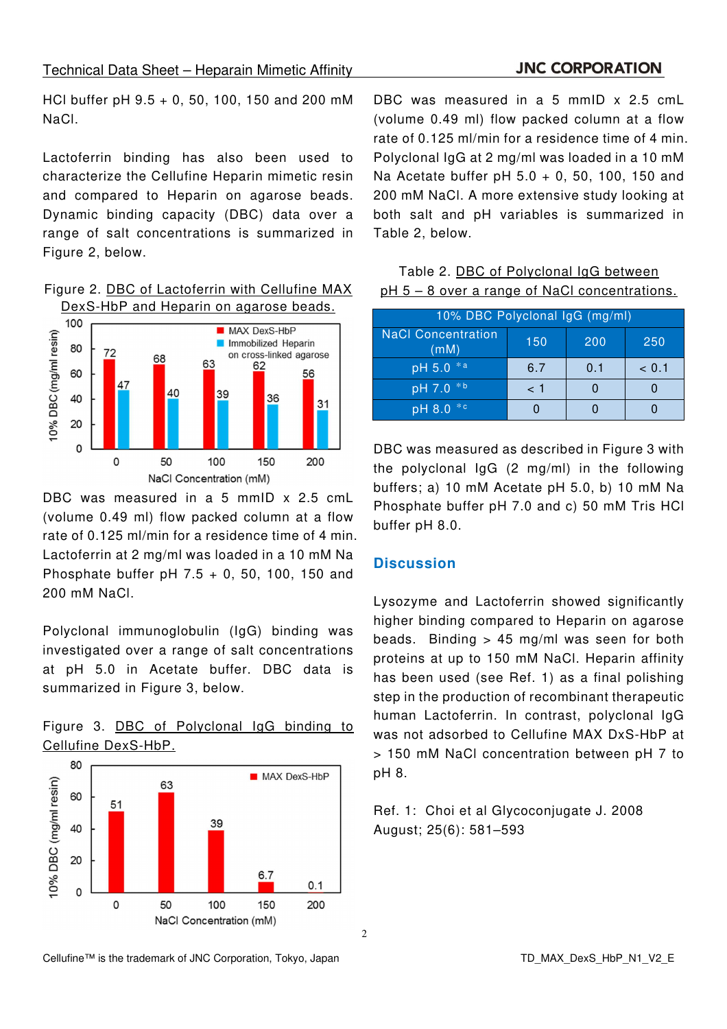HCl buffer pH 9.5 + 0, 50, 100, 150 and 200 mM NaCl.

Lactoferrin binding has also been used to characterize the Cellufine Heparin mimetic resin and compared to Heparin on agarose beads. Dynamic binding capacity (DBC) data over a range of salt concentrations is summarized in Figure 2, below.

Figure 2. DBC of Lactoferrin with Cellufine MAX DexS-HbP and Heparin on agarose beads.

DBC was measured in a 5 mmID x 2.5 cmL (volume 0.49 ml) flow packed column at a flow rate of 0.125 ml/min for a residence time of 4 min. Lactoferrin at 2 mg/ml was loaded in a 10 mM Na Phosphate buffer pH 7.5 + 0, 50, 100, 150 and 200 mM NaCl.

Polyclonal immunoglobulin (IgG) binding was investigated over a range of salt concentrations at pH 5.0 in Acetate buffer. DBC data is summarized in Figure 3, below.

Figure 3. DBC of Polyclonal IgG binding to Cellufine DexS-HbP.

DBC was measured in a 5 mmID x 2.5 cmL (volume 0.49 ml) flow packed column at a flow rate of 0.125 ml/min for a residence time of 4 min. Polyclonal IgG at 2 mg/ml was loaded in a 10 mM Na Acetate buffer pH 5.0 + 0, 50, 100, 150 and 200 mM NaCl. A more extensive study looking at both salt and pH variables is summarized in Table 2, below.

Table 2. DBC of Polyclonal IgG between pH 5 – 8 over a range of NaCl concentrations.

| 10% DBC Polyclonal IgG (mg/ml) | | | |
|---|---|---|---|
| NaCl Concentration (mM) | 150 | 200 | 250 |
| pH 5.0 *a | 6.7 | 0.1 | < 0.1 |
| pH 7.0 *b | < 1 | 0 | 0 |
| pH 8.0 *c | 0 | 0 | 0 |

DBC was measured as described in Figure 3 with the polyclonal IgG (2 mg/ml) in the following buffers; a) 10 mM Acetate pH 5.0, b) 10 mM Na Phosphate buffer pH 7.0 and c) 50 mM Tris HCl buffer pH 8.0.

## Discussion

Lysozyme and Lactoferrin showed significantly higher binding compared to Heparin on agarose beads. Binding > 45 mg/ml was seen for both proteins at up to 150 mM NaCl. Heparin affinity has been used (see Ref. 1) as a final polishing step in the production of recombinant therapeutic human Lactoferrin. In contrast, polyclonal IgG was not adsorbed to Cellufine MAX DxS-HbP at > 150 mM NaCl concentration between pH 7 to pH 8.

Ref. 1: Choi et al Glycoconjugate J. 2008 August; 25(6): 581–593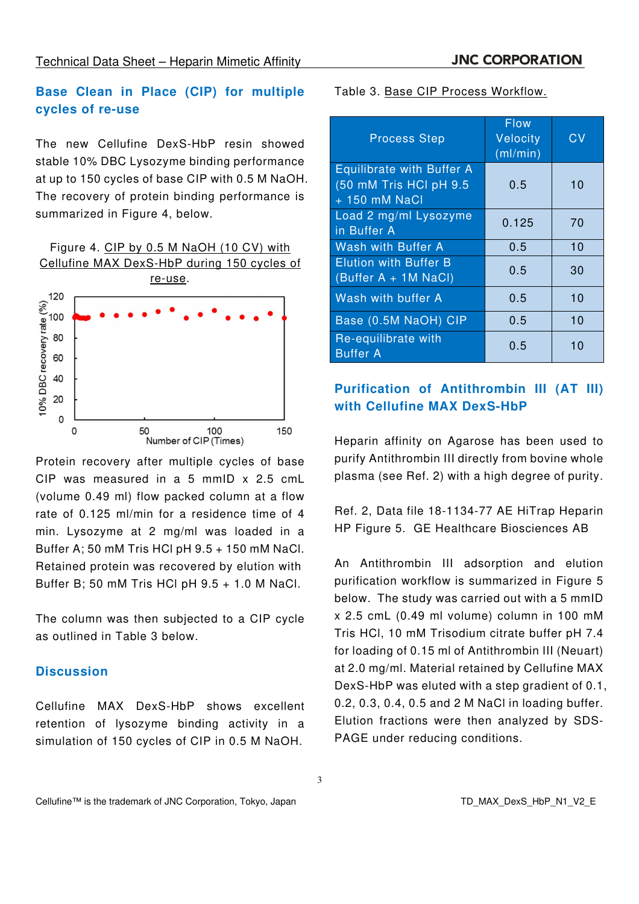## Base Clean in Place (CIP) for multiple cycles of re-use

The new Cellufine DexS-HbP resin showed stable 10% DBC Lysozyme binding performance at up to 150 cycles of base CIP with 0.5 M NaOH. The recovery of protein binding performance is summarized in Figure 4, below.

Figure 4. CIP by 0.5 M NaOH (10 CV) with Cellufine MAX DexS-HbP during 150 cycles of re-use.

Protein recovery after multiple cycles of base CIP was measured in a 5 mmID x 2.5 cmL (volume 0.49 ml) flow packed column at a flow rate of 0.125 ml/min for a residence time of 4 min. Lysozyme at 2 mg/ml was loaded in a Buffer A; 50 mM Tris HCl pH 9.5 + 150 mM NaCl. Retained protein was recovered by elution with Buffer B; 50 mM Tris HCl pH 9.5 + 1.0 M NaCl.

The column was then subjected to a CIP cycle as outlined in Table 3 below.

## Discussion

Cellufine MAX DexS-HbP shows excellent retention of lysozyme binding activity in a simulation of 150 cycles of CIP in 0.5 M NaOH.

Table 3. Base CIP Process Workflow.

| Process Step | Flow Velocity (ml/min) | CV |
|---|---|---|
| Equilibrate with Buffer A (50 mM Tris HCl pH 9.5 + 150 mM NaCl | 0.5 | 10 |
| Load 2 mg/ml Lysozyme in Buffer A | 0.125 | 70 |
| Wash with Buffer A | 0.5 | 10 |
| Elution with Buffer B (Buffer A + 1M NaCl) | 0.5 | 30 |
| Wash with buffer A | 0.5 | 10 |
| Base (0.5M NaOH) CIP | 0.5 | 10 |
| Re-equilibrate with Buffer A | 0.5 | 10 |

## Purification of Antithrombin III (AT III) with Cellufine MAX DexS-HbP

Heparin affinity on Agarose has been used to purify Antithrombin III directly from bovine whole plasma (see Ref. 2) with a high degree of purity.

Ref. 2, Data file 18-1134-77 AE HiTrap Heparin HP Figure 5. GE Healthcare Biosciences AB

An Antithrombin III adsorption and elution purification workflow is summarized in Figure 5 below. The study was carried out with a 5 mmID x 2.5 cmL (0.49 ml volume) column in 100 mM Tris HCl, 10 mM Trisodium citrate buffer pH 7.4 for loading of 0.15 ml of Antithrombin III (Neuart) at 2.0 mg/ml. Material retained by Cellufine MAX DexS-HbP was eluted with a step gradient of 0.1, 0.2, 0.3, 0.4, 0.5 and 2 M NaCl in loading buffer. Elution fractions were then analyzed by SDS-PAGE under reducing conditions.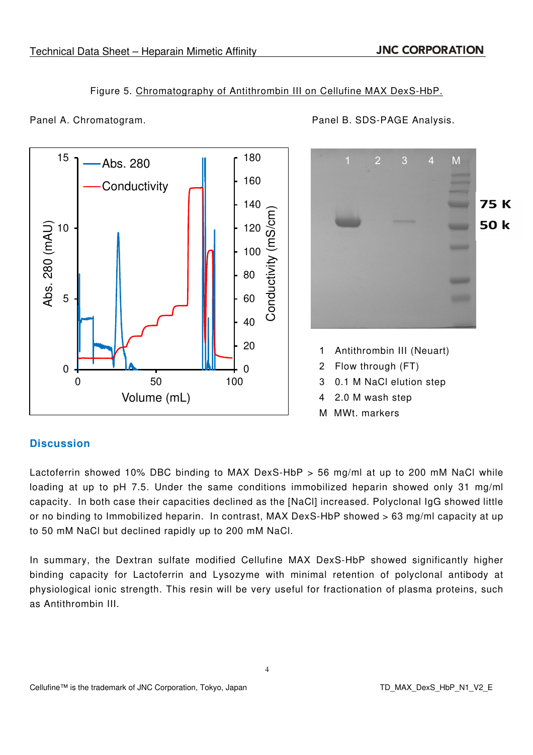Figure 5. Chromatography of Antithrombin III on Cellufine MAX DexS-HbP.

Panel A. Chromatogram.

Panel B. SDS-PAGE Analysis.

1 Antithrombin III (Neuart)
2 Flow through (FT)
3 0.1 M NaCl elution step
4 2.0 M wash step
M MWt. markers

## Discussion

Lactoferrin showed 10% DBC binding to MAX DexS-HbP > 56 mg/ml at up to 200 mM NaCl while loading at up to pH 7.5. Under the same conditions immobilized heparin showed only 31 mg/ml capacity. In both case their capacities declined as the [NaCl] increased. Polyclonal IgG showed little or no binding to Immobilized heparin. In contrast, MAX DexS-HbP showed > 63 mg/ml capacity at up to 50 mM NaCl but declined rapidly up to 200 mM NaCl.

In summary, the Dextran sulfate modified Cellufine MAX DexS-HbP showed significantly higher binding capacity for Lactoferrin and Lysozyme with minimal retention of polyclonal antibody at physiological ionic strength. This resin will be very useful for fractionation of plasma proteins, such as Antithrombin III.

Cellufine™ is the trademark of JNC Corporation, Tokyo, Japan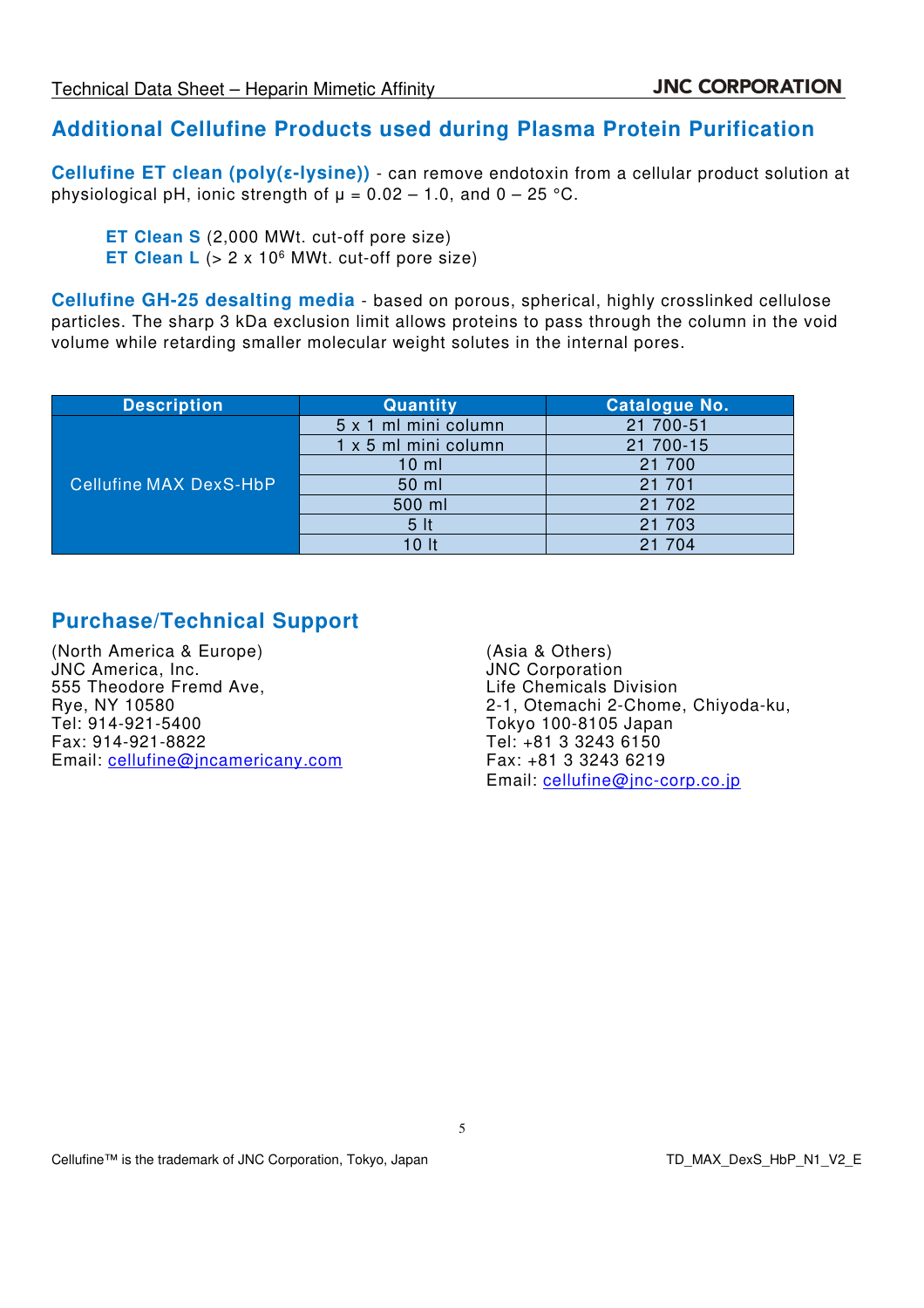## Additional Cellufine Products used during Plasma Protein Purification

**Cellufine ET clean (poly(ε-lysine))** - can remove endotoxin from a cellular product solution at physiological pH, ionic strength of μ = 0.02 – 1.0, and 0 – 25 °C.

> **ET Clean S** (2,000 MWt. cut-off pore size)
> **ET Clean L** (> 2 x $10^6$ MWt. cut-off pore size)

**Cellufine GH-25 desalting media** - based on porous, spherical, highly crosslinked cellulose particles. The sharp 3 kDa exclusion limit allows proteins to pass through the column in the void volume while retarding smaller molecular weight solutes in the internal pores.

| Description | Quantity | Catalogue No. |
|---|---|---|
| Cellufine MAX DexS-HbP | 5 x 1 ml mini column | 21 700-51 |
| | 1 x 5 ml mini column | 21 700-15 |
| | 10 ml | 21 700 |
| | 50 ml | 21 701 |
| | 500 ml | 21 702 |
| | 5 lt | 21 703 |
| | 10 lt | 21 704 |

## Purchase/Technical Support

(North America & Europe)
JNC America, Inc.
555 Theodore Fremd Ave,
Rye, NY 10580
Tel: 914-921-5400
Fax: 914-921-8822
Email: cellufine@jncamericany.com

(Asia & Others)
JNC Corporation
Life Chemicals Division
2-1, Otemachi 2-Chome, Chiyoda-ku,
Tokyo 100-8105 Japan
Tel: +81 3 3243 6150
Fax: +81 3 3243 6219
Email: cellufine@jnc-corp.co.jp

Cellufine™ is the trademark of JNC Corporation, Tokyo, Japan